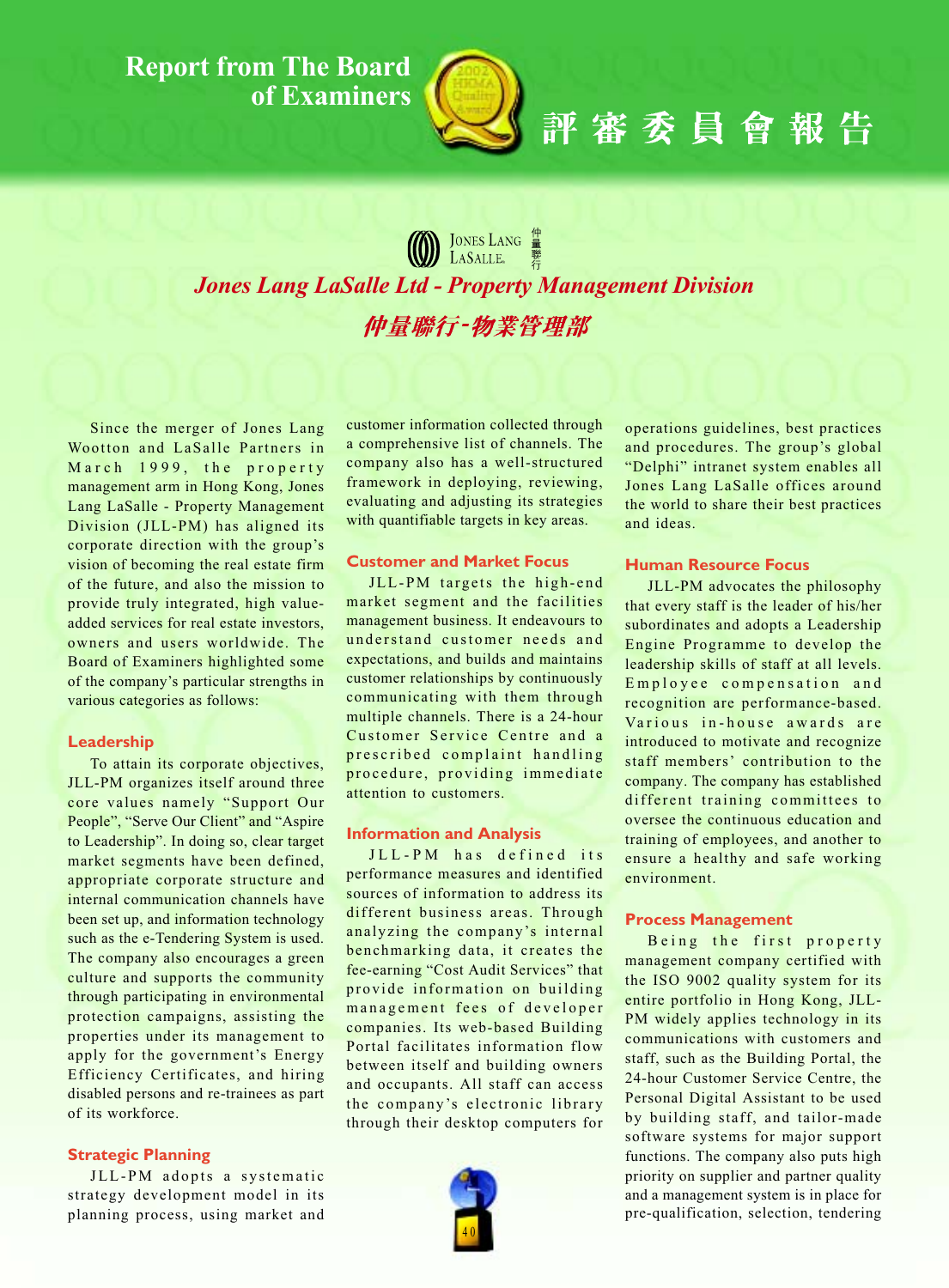# Report from The Board of Examiners

# 評審委員會報告

## Jones Lang LaSalle Ltd - Property Management Division

## 仲量聯行-物業管理部

Since the merger of Jones Lang Wootton and LaSalle Partners in March 1999, the property management arm in Hong Kong, Jones Lang LaSalle - Property Management Division (JLL-PM) has aligned its corporate direction with the group's vision of becoming the real estate firm of the future, and also the mission to provide truly integrated, high value-added services for real estate investors, owners and users worldwide. The Board of Examiners highlighted some of the company's particular strengths in various categories as follows:

### Leadership

To attain its corporate objectives, JLL-PM organizes itself around three core values namely "Support Our People", "Serve Our Client" and "Aspire to Leadership". In doing so, clear target market segments have been defined, appropriate corporate structure and internal communication channels have been set up, and information technology such as the e-Tendering System is used. The company also encourages a green culture and supports the community through participating in environmental protection campaigns, assisting the properties under its management to apply for the government's Energy Efficiency Certificates, and hiring disabled persons and re-trainees as part of its workforce.

### Strategic Planning

JLL-PM adopts a systematic strategy development model in its planning process, using market and customer information collected through a comprehensive list of channels. The company also has a well-structured framework in deploying, reviewing, evaluating and adjusting its strategies with quantifiable targets in key areas.

### Customer and Market Focus

JLL-PM targets the high-end market segment and the facilities management business. It endeavours to understand customer needs and expectations, and builds and maintains customer relationships by continuously communicating with them through multiple channels. There is a 24-hour Customer Service Centre and a prescribed complaint handling procedure, providing immediate attention to customers.

### Information and Analysis

JLL-PM has defined its performance measures and identified sources of information to address its different business areas. Through analyzing the company's internal benchmarking data, it creates the fee-earning "Cost Audit Services" that provide information on building management fees of developer companies. Its web-based Building Portal facilitates information flow between itself and building owners and occupants. All staff can access the company's electronic library through their desktop computers for operations guidelines, best practices and procedures. The group's global "Delphi" intranet system enables all Jones Lang LaSalle offices around the world to share their best practices and ideas.

### Human Resource Focus

JLL-PM advocates the philosophy that every staff is the leader of his/her subordinates and adopts a Leadership Engine Programme to develop the leadership skills of staff at all levels. Employee compensation and recognition are performance-based. Various in-house awards are introduced to motivate and recognize staff members' contribution to the company. The company has established different training committees to oversee the continuous education and training of employees, and another to ensure a healthy and safe working environment.

### Process Management

Being the first property management company certified with the ISO 9002 quality system for its entire portfolio in Hong Kong, JLL-PM widely applies technology in its communications with customers and staff, such as the Building Portal, the 24-hour Customer Service Centre, the Personal Digital Assistant to be used by building staff, and tailor-made software systems for major support functions. The company also puts high priority on supplier and partner quality and a management system is in place for pre-qualification, selection, tendering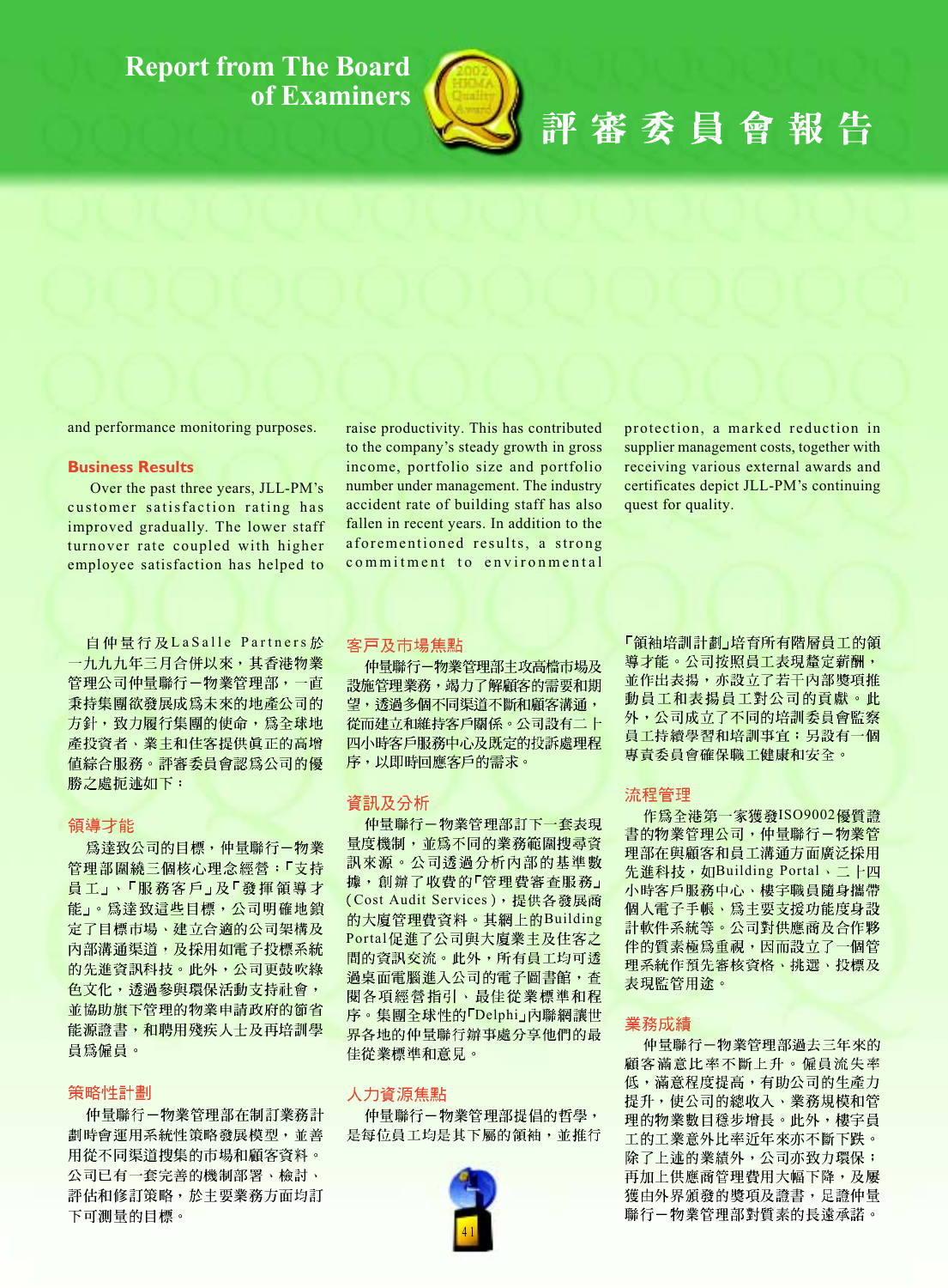# Report from The Board of Examiners

# 評審委員會報告

and performance monitoring purposes.

### Business Results

Over the past three years, JLL-PM's customer satisfaction rating has improved gradually. The lower staff turnover rate coupled with higher employee satisfaction has helped to raise productivity. This has contributed to the company's steady growth in gross income, portfolio size and portfolio number under management. The industry accident rate of building staff has also fallen in recent years. In addition to the aforementioned results, a strong commitment to environmental protection, a marked reduction in supplier management costs, together with receiving various external awards and certificates depict JLL-PM's continuing quest for quality.

自仲量行及LaSalle Partners於一九九九年三月合併以來，其香港物業管理公司仲量聯行－物業管理部，一直秉持集團欲發展成爲未來的地產公司的方針，致力履行集團的使命，爲全球地產投資者、業主和住客提供眞正的高增值綜合服務。評審委員會認爲公司的優勝之處扼述如下：

### 領導才能

爲達致公司的目標，仲量聯行－物業管理部圍繞三個核心理念經營：「支持員工」、「服務客戶」及「發揮領導才能」。爲達致這些目標，公司明確地鎖定了目標市場、建立合適的公司架構及內部溝通渠道，及採用如電子投標系統的先進資訊科技。此外，公司更鼓吹綠色文化，透過參與環保活動支持社會，並協助旗下管理的物業申請政府的節省能源證書，和聘用殘疾人士及再培訓學員爲僱員。

### 策略性計劃

仲量聯行－物業管理部在制訂業務計劃時會運用系統性策略發展模型，並善用從不同渠道搜集的市場和顧客資料。公司已有一套完善的機制部署、檢討、評估和修訂策略，於主要業務方面均訂下可測量的目標。

### 客戶及市場焦點

仲量聯行－物業管理部主攻高檔市場及設施管理業務，竭力了解顧客的需要和期望，透過多個不同渠道不斷和顧客溝通，從而建立和維持客戶關係。公司設有二十四小時客戶服務中心及既定的投訴處理程序，以即時回應客戶的需求。

### 資訊及分析

仲量聯行－物業管理部訂下一套表現量度機制，並爲不同的業務範圍搜尋資訊來源。公司透過分析內部的基準數據，創辦了收費的「管理費審查服務」(Cost Audit Services)，提供各發展商的大廈管理費資料。其網上的Building Portal促進了公司與大廈業主及住客之間的資訊交流。此外，所有員工均可透過桌面電腦進入公司的電子圖書館，查閱各項經營指引、最佳從業標準和程序。集團全球性的「Delphi」內聯網讓世界各地的仲量聯行辦事處分享他們的最佳從業標準和意見。

### 人力資源焦點

仲量聯行－物業管理部提倡的哲學，是每位員工均是其下屬的領袖，並推行「領袖培訓計劃」培育所有階層員工的領導才能。公司按照員工表現釐定薪酬，並作出表揚，亦設立了若干內部獎項推動員工和表揚員工對公司的貢獻。此外，公司成立了不同的培訓委員會監察員工持續學習和培訓事宜；另設有一個專責委員會確保職工健康和安全。

### 流程管理

作爲全港第一家獲發ISO9002優質證書的物業管理公司，仲量聯行－物業管理部在與顧客和員工溝通方面廣泛採用先進科技，如Building Portal、二十四小時客戶服務中心、樓宇職員隨身攜帶個人電子手帳、爲主要支援功能度身設計軟件系統等。公司對供應商及合作夥伴的質素極爲重視，因而設立了一個管理系統作預先審核資格、挑選、投標及表現監管用途。

### 業務成績

仲量聯行－物業管理部過去三年來的顧客滿意比率不斷上升。僱員流失率低，滿意程度提高，有助公司的生產力提升，使公司的總收入、業務規模和管理的物業數目穩步增長。此外，樓宇員工的工業意外比率近年來亦不斷下跌。除了上述的業績外，公司亦致力環保；再加上供應商管理費用大幅下降，及屢獲由外界頒發的獎項及證書，足證仲量聯行－物業管理部對質素的長遠承諾。